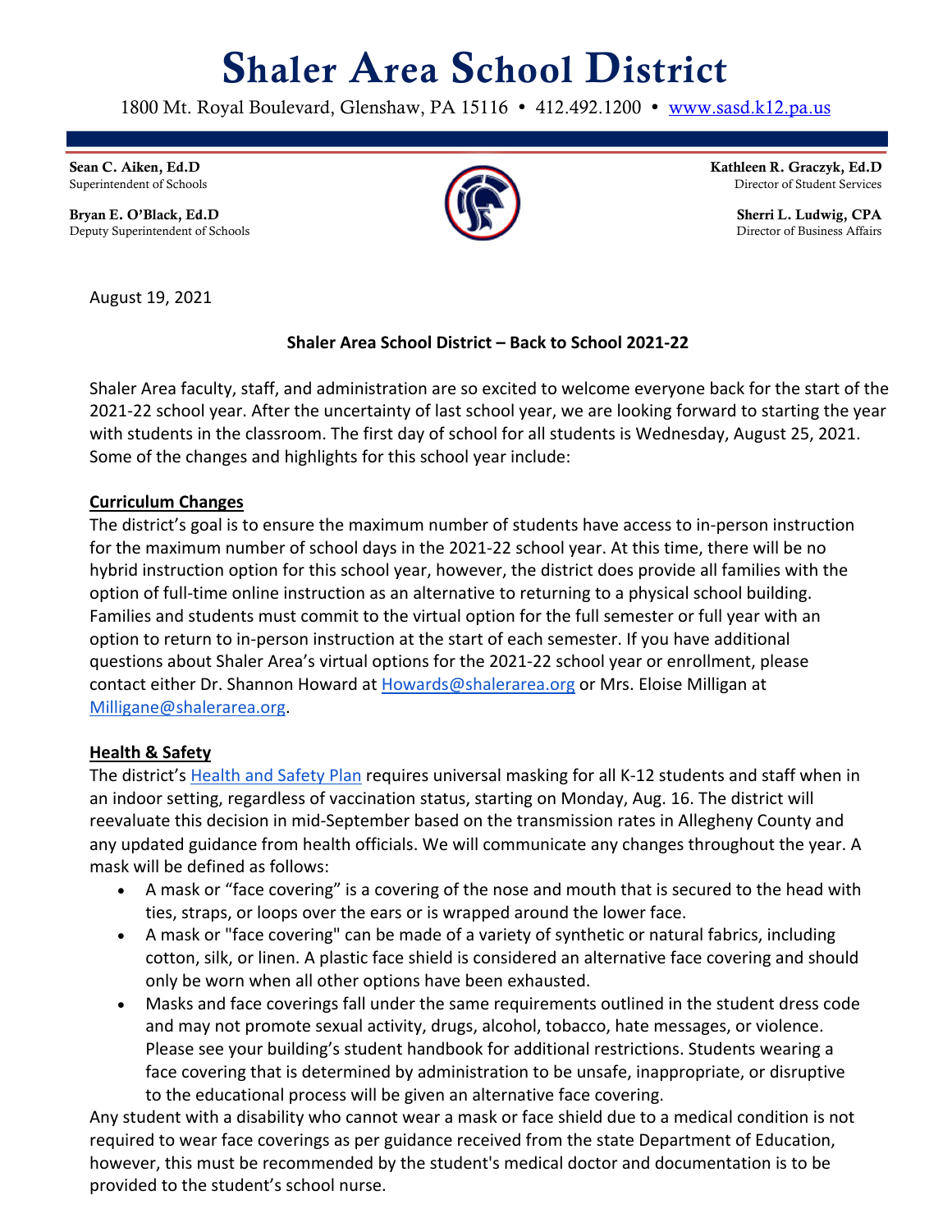# Shaler Area School District

1800 Mt. Royal Boulevard, Glenshaw, PA 15116 • 412.492.1200 • [www.sasd.k12.pa.us](http://www.sasd.k12.pa.us)

**Sean C. Aiken, Ed.D**
Superintendent of Schools

**Bryan E. O'Black, Ed.D**
Deputy Superintendent of Schools

**Kathleen R. Graczyk, Ed.D**
Director of Student Services

**Sherri L. Ludwig, CPA**
Director of Business Affairs

August 19, 2021

**Shaler Area School District – Back to School 2021-22**

Shaler Area faculty, staff, and administration are so excited to welcome everyone back for the start of the 2021-22 school year. After the uncertainty of last school year, we are looking forward to starting the year with students in the classroom. The first day of school for all students is Wednesday, August 25, 2021. Some of the changes and highlights for this school year include:

**Curriculum Changes**

The district's goal is to ensure the maximum number of students have access to in-person instruction for the maximum number of school days in the 2021-22 school year. At this time, there will be no hybrid instruction option for this school year, however, the district does provide all families with the option of full-time online instruction as an alternative to returning to a physical school building. Families and students must commit to the virtual option for the full semester or full year with an option to return to in-person instruction at the start of each semester. If you have additional questions about Shaler Area's virtual options for the 2021-22 school year or enrollment, please contact either Dr. Shannon Howard at Howards@shalerarea.org or Mrs. Eloise Milligan at Milligane@shalerarea.org.

**Health & Safety**

The district's Health and Safety Plan requires universal masking for all K-12 students and staff when in an indoor setting, regardless of vaccination status, starting on Monday, Aug. 16. The district will reevaluate this decision in mid-September based on the transmission rates in Allegheny County and any updated guidance from health officials. We will communicate any changes throughout the year. A mask will be defined as follows:

- A mask or "face covering" is a covering of the nose and mouth that is secured to the head with ties, straps, or loops over the ears or is wrapped around the lower face.
- A mask or "face covering" can be made of a variety of synthetic or natural fabrics, including cotton, silk, or linen. A plastic face shield is considered an alternative face covering and should only be worn when all other options have been exhausted.
- Masks and face coverings fall under the same requirements outlined in the student dress code and may not promote sexual activity, drugs, alcohol, tobacco, hate messages, or violence. Please see your building's student handbook for additional restrictions. Students wearing a face covering that is determined by administration to be unsafe, inappropriate, or disruptive to the educational process will be given an alternative face covering.

Any student with a disability who cannot wear a mask or face shield due to a medical condition is not required to wear face coverings as per guidance received from the state Department of Education, however, this must be recommended by the student's medical doctor and documentation is to be provided to the student's school nurse.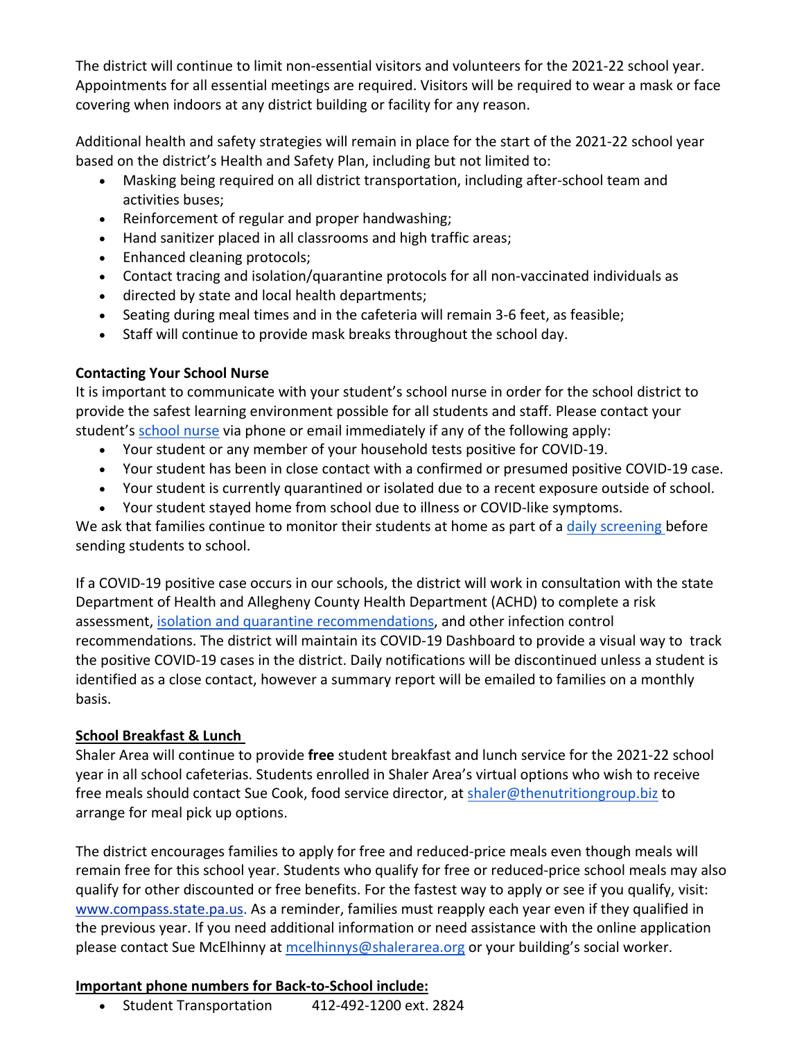The district will continue to limit non-essential visitors and volunteers for the 2021-22 school year. Appointments for all essential meetings are required. Visitors will be required to wear a mask or face covering when indoors at any district building or facility for any reason.

Additional health and safety strategies will remain in place for the start of the 2021-22 school year based on the district's Health and Safety Plan, including but not limited to:

- Masking being required on all district transportation, including after-school team and activities buses;
- Reinforcement of regular and proper handwashing;
- Hand sanitizer placed in all classrooms and high traffic areas;
- Enhanced cleaning protocols;
- Contact tracing and isolation/quarantine protocols for all non-vaccinated individuals as
- directed by state and local health departments;
- Seating during meal times and in the cafeteria will remain 3-6 feet, as feasible;
- Staff will continue to provide mask breaks throughout the school day.

**Contacting Your School Nurse**

It is important to communicate with your student's school nurse in order for the school district to provide the safest learning environment possible for all students and staff. Please contact your student's school nurse via phone or email immediately if any of the following apply:

- Your student or any member of your household tests positive for COVID-19.
- Your student has been in close contact with a confirmed or presumed positive COVID-19 case.
- Your student is currently quarantined or isolated due to a recent exposure outside of school.
- Your student stayed home from school due to illness or COVID-like symptoms.

We ask that families continue to monitor their students at home as part of a daily screening before sending students to school.

If a COVID-19 positive case occurs in our schools, the district will work in consultation with the state Department of Health and Allegheny County Health Department (ACHD) to complete a risk assessment, isolation and quarantine recommendations, and other infection control recommendations. The district will maintain its COVID-19 Dashboard to provide a visual way to track the positive COVID-19 cases in the district. Daily notifications will be discontinued unless a student is identified as a close contact, however a summary report will be emailed to families on a monthly basis.

**School Breakfast & Lunch**

Shaler Area will continue to provide **free** student breakfast and lunch service for the 2021-22 school year in all school cafeterias. Students enrolled in Shaler Area's virtual options who wish to receive free meals should contact Sue Cook, food service director, at shaler@thenutritiongroup.biz to arrange for meal pick up options.

The district encourages families to apply for free and reduced-price meals even though meals will remain free for this school year. Students who qualify for free or reduced-price school meals may also qualify for other discounted or free benefits. For the fastest way to apply or see if you qualify, visit: www.compass.state.pa.us. As a reminder, families must reapply each year even if they qualified in the previous year. If you need additional information or need assistance with the online application please contact Sue McElhinny at mcelhinnys@shalerarea.org or your building's social worker.

**Important phone numbers for Back-to-School include:**

- Student Transportation 412-492-1200 ext. 2824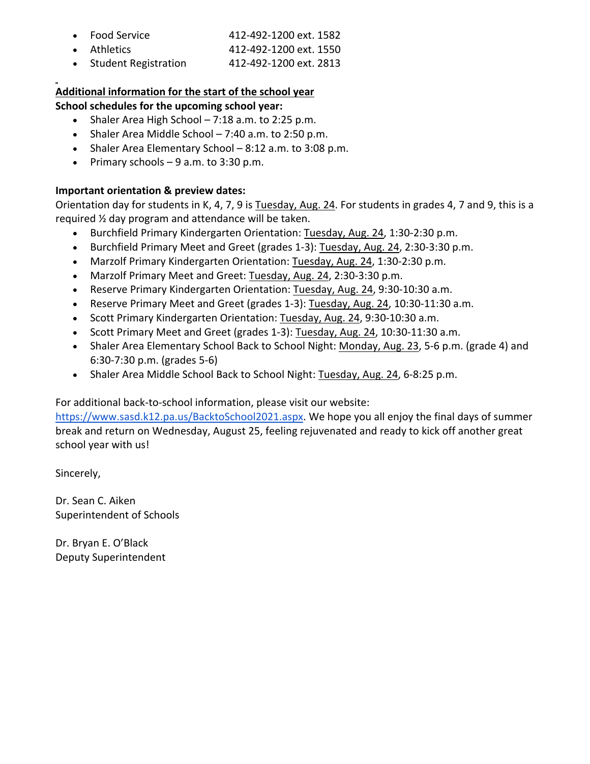- Food Service 412-492-1200 ext. 1582
- Athletics 412-492-1200 ext. 1550
- Student Registration 412-492-1200 ext. 2813

**Additional information for the start of the school year**

**School schedules for the upcoming school year:**

- Shaler Area High School – 7:18 a.m. to 2:25 p.m.
- Shaler Area Middle School – 7:40 a.m. to 2:50 p.m.
- Shaler Area Elementary School – 8:12 a.m. to 3:08 p.m.
- Primary schools – 9 a.m. to 3:30 p.m.

**Important orientation & preview dates:**

Orientation day for students in K, 4, 7, 9 is Tuesday, Aug. 24. For students in grades 4, 7 and 9, this is a required ½ day program and attendance will be taken.

- Burchfield Primary Kindergarten Orientation: Tuesday, Aug. 24, 1:30-2:30 p.m.
- Burchfield Primary Meet and Greet (grades 1-3): Tuesday, Aug. 24, 2:30-3:30 p.m.
- Marzolf Primary Kindergarten Orientation: Tuesday, Aug. 24, 1:30-2:30 p.m.
- Marzolf Primary Meet and Greet: Tuesday, Aug. 24, 2:30-3:30 p.m.
- Reserve Primary Kindergarten Orientation: Tuesday, Aug. 24, 9:30-10:30 a.m.
- Reserve Primary Meet and Greet (grades 1-3): Tuesday, Aug. 24, 10:30-11:30 a.m.
- Scott Primary Kindergarten Orientation: Tuesday, Aug. 24, 9:30-10:30 a.m.
- Scott Primary Meet and Greet (grades 1-3): Tuesday, Aug. 24, 10:30-11:30 a.m.
- Shaler Area Elementary School Back to School Night: Monday, Aug. 23, 5-6 p.m. (grade 4) and 6:30-7:30 p.m. (grades 5-6)
- Shaler Area Middle School Back to School Night: Tuesday, Aug. 24, 6-8:25 p.m.

For additional back-to-school information, please visit our website: https://www.sasd.k12.pa.us/BacktoSchool2021.aspx. We hope you all enjoy the final days of summer break and return on Wednesday, August 25, feeling rejuvenated and ready to kick off another great school year with us!

Sincerely,

Dr. Sean C. Aiken
Superintendent of Schools

Dr. Bryan E. O'Black
Deputy Superintendent